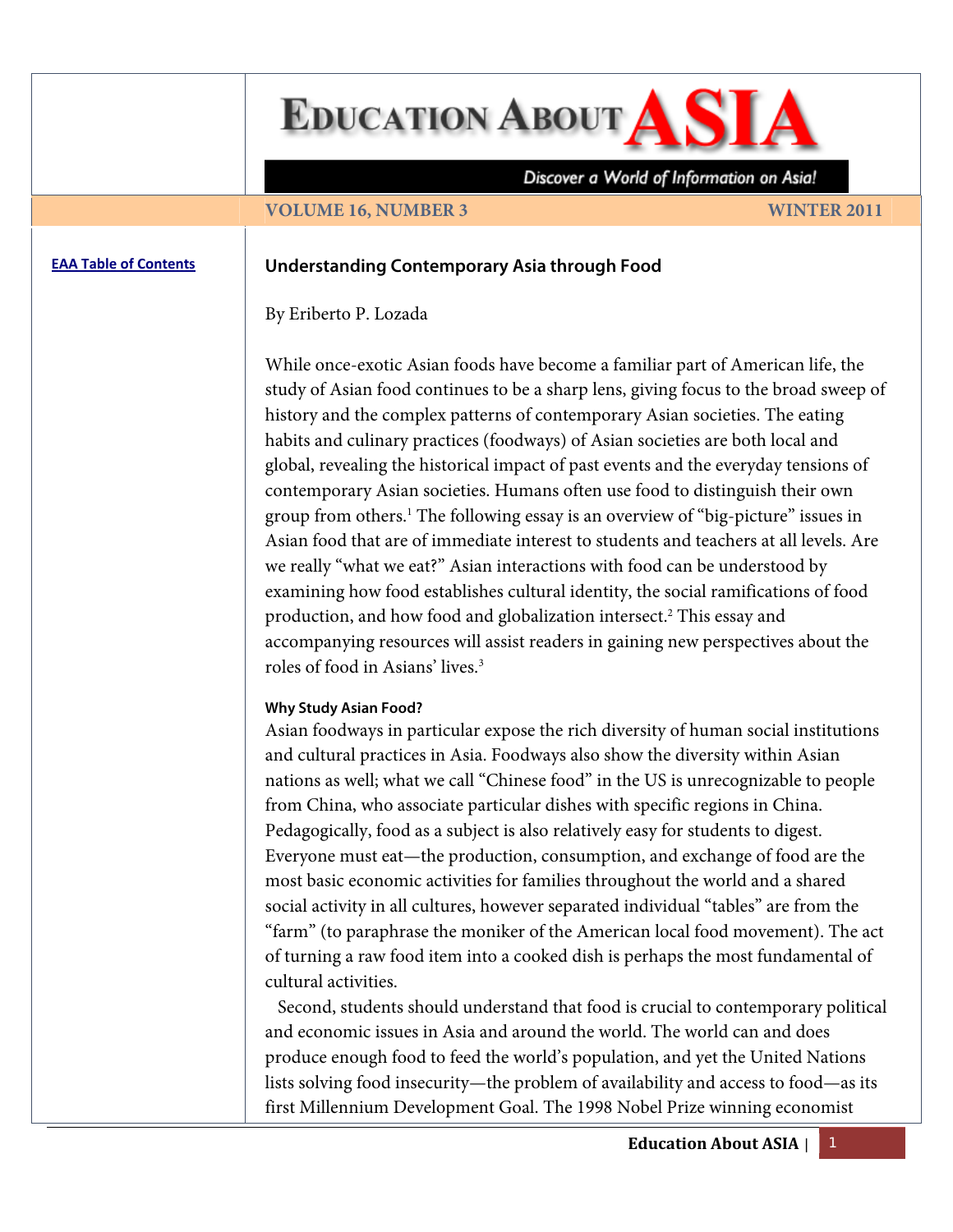# Understanding Contemporary Asia through Food

By Eriberto P. Lozada

While once-exotic Asian foods have become a familiar part of American life, the study of Asian food continues to be a sharp lens, giving focus to the broad sweep of history and the complex patterns of contemporary Asian societies. The eating habits and culinary practices (foodways) of Asian societies are both local and global, revealing the historical impact of past events and the everyday tensions of contemporary Asian societies. Humans often use food to distinguish their own group from others.[1] The following essay is an overview of "big-picture" issues in Asian food that are of immediate interest to students and teachers at all levels. Are we really "what we eat?" Asian interactions with food can be understood by examining how food establishes cultural identity, the social ramifications of food production, and how food and globalization intersect.[2] This essay and accompanying resources will assist readers in gaining new perspectives about the roles of food in Asians' lives.[3]

### Why Study Asian Food?

Asian foodways in particular expose the rich diversity of human social institutions and cultural practices in Asia. Foodways also show the diversity within Asian nations as well; what we call "Chinese food" in the US is unrecognizable to people from China, who associate particular dishes with specific regions in China. Pedagogically, food as a subject is also relatively easy for students to digest. Everyone must eat—the production, consumption, and exchange of food are the most basic economic activities for families throughout the world and a shared social activity in all cultures, however separated individual "tables" are from the "farm" (to paraphrase the moniker of the American local food movement). The act of turning a raw food item into a cooked dish is perhaps the most fundamental of cultural activities.

Second, students should understand that food is crucial to contemporary political and economic issues in Asia and around the world. The world can and does produce enough food to feed the world's population, and yet the United Nations lists solving food insecurity—the problem of availability and access to food—as its first Millennium Development Goal. The 1998 Nobel Prize winning economist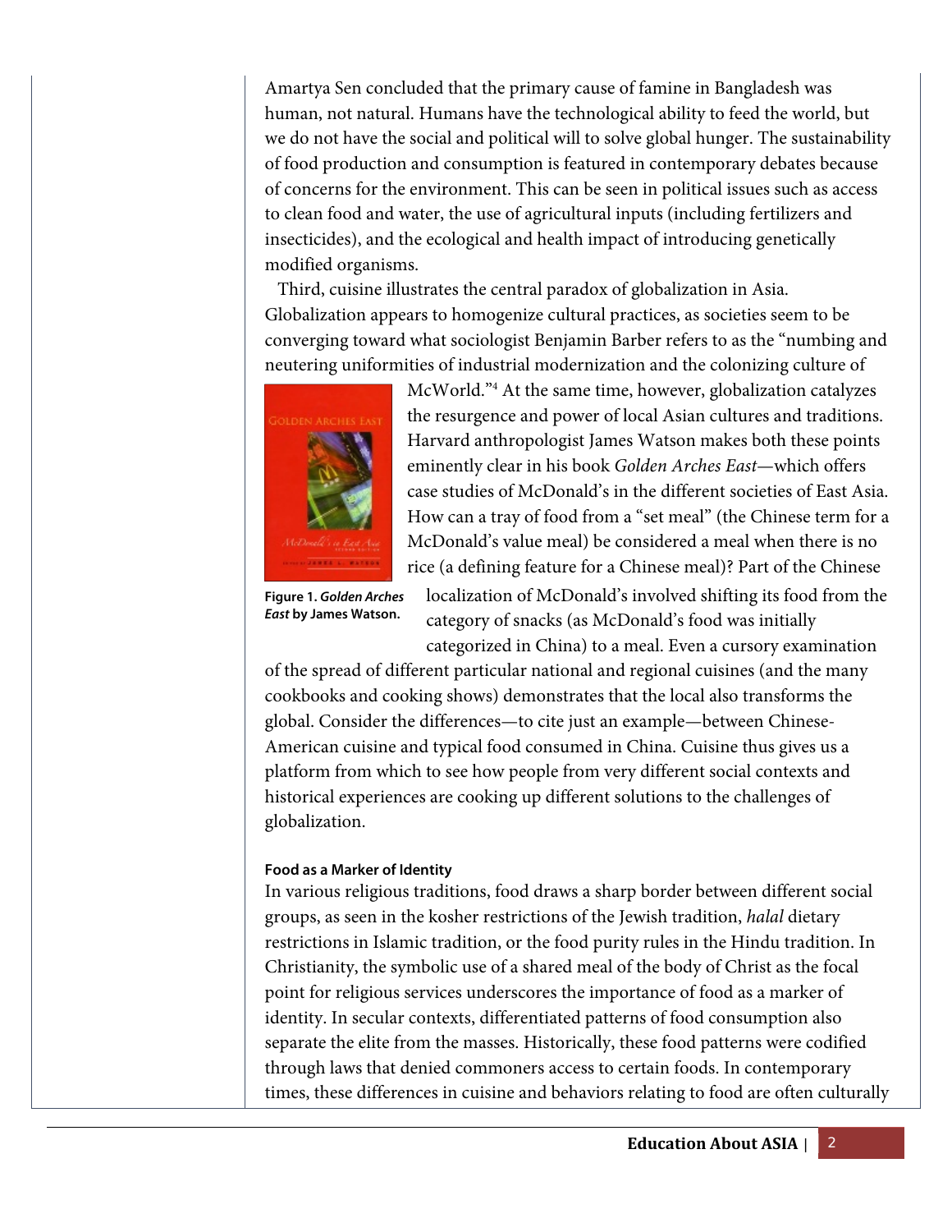Amartya Sen concluded that the primary cause of famine in Bangladesh was human, not natural. Humans have the technological ability to feed the world, but we do not have the social and political will to solve global hunger. The sustainability of food production and consumption is featured in contemporary debates because of concerns for the environment. This can be seen in political issues such as access to clean food and water, the use of agricultural inputs (including fertilizers and insecticides), and the ecological and health impact of introducing genetically modified organisms.

Third, cuisine illustrates the central paradox of globalization in Asia. Globalization appears to homogenize cultural practices, as societies seem to be converging toward what sociologist Benjamin Barber refers to as the "numbing and neutering uniformities of industrial modernization and the colonizing culture of McWorld."[4] At the same time, however, globalization catalyzes the resurgence and power of local Asian cultures and traditions. Harvard anthropologist James Watson makes both these points eminently clear in his book *Golden Arches East*—which offers case studies of McDonald's in the different societies of East Asia. How can a tray of food from a "set meal" (the Chinese term for a McDonald's value meal) be considered a meal when there is no rice (a defining feature for a Chinese meal)? Part of the Chinese localization of McDonald's involved shifting its food from the category of snacks (as McDonald's food was initially categorized in China) to a meal. Even a cursory examination of the spread of different particular national and regional cuisines (and the many cookbooks and cooking shows) demonstrates that the local also transforms the global. Consider the differences—to cite just an example—between Chinese-American cuisine and typical food consumed in China. Cuisine thus gives us a platform from which to see how people from very different social contexts and historical experiences are cooking up different solutions to the challenges of globalization.

**Figure 1.** ***Golden Arches East*** **by James Watson.**

#### Food as a Marker of Identity

In various religious traditions, food draws a sharp border between different social groups, as seen in the kosher restrictions of the Jewish tradition, *halal* dietary restrictions in Islamic tradition, or the food purity rules in the Hindu tradition. In Christianity, the symbolic use of a shared meal of the body of Christ as the focal point for religious services underscores the importance of food as a marker of identity. In secular contexts, differentiated patterns of food consumption also separate the elite from the masses. Historically, these food patterns were codified through laws that denied commoners access to certain foods. In contemporary times, these differences in cuisine and behaviors relating to food are often culturally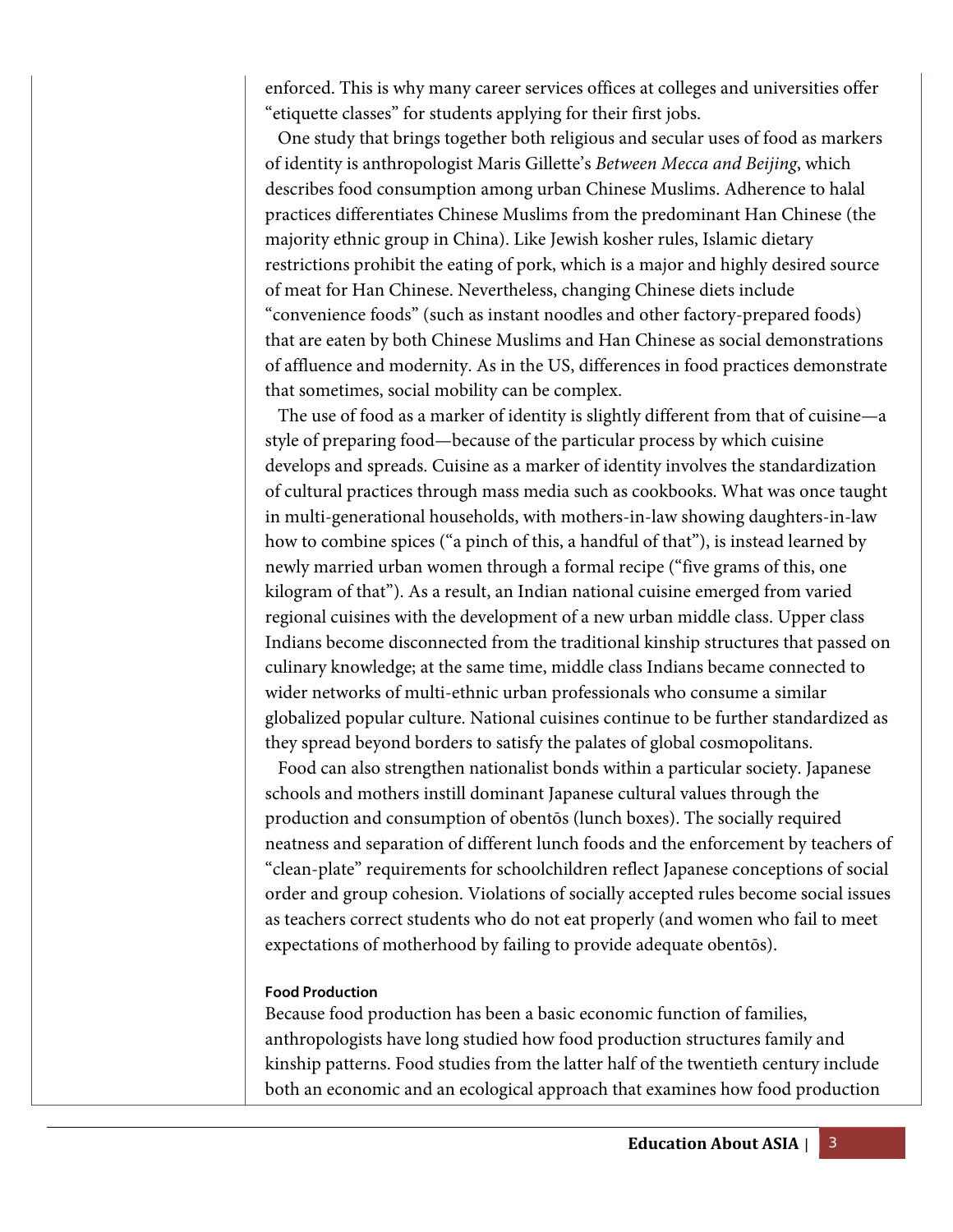enforced. This is why many career services offices at colleges and universities offer "etiquette classes" for students applying for their first jobs.

One study that brings together both religious and secular uses of food as markers of identity is anthropologist Maris Gillette's *Between Mecca and Beijing*, which describes food consumption among urban Chinese Muslims. Adherence to halal practices differentiates Chinese Muslims from the predominant Han Chinese (the majority ethnic group in China). Like Jewish kosher rules, Islamic dietary restrictions prohibit the eating of pork, which is a major and highly desired source of meat for Han Chinese. Nevertheless, changing Chinese diets include "convenience foods" (such as instant noodles and other factory-prepared foods) that are eaten by both Chinese Muslims and Han Chinese as social demonstrations of affluence and modernity. As in the US, differences in food practices demonstrate that sometimes, social mobility can be complex.

The use of food as a marker of identity is slightly different from that of cuisine—a style of preparing food—because of the particular process by which cuisine develops and spreads. Cuisine as a marker of identity involves the standardization of cultural practices through mass media such as cookbooks. What was once taught in multi-generational households, with mothers-in-law showing daughters-in-law how to combine spices ("a pinch of this, a handful of that"), is instead learned by newly married urban women through a formal recipe ("five grams of this, one kilogram of that"). As a result, an Indian national cuisine emerged from varied regional cuisines with the development of a new urban middle class. Upper class Indians become disconnected from the traditional kinship structures that passed on culinary knowledge; at the same time, middle class Indians became connected to wider networks of multi-ethnic urban professionals who consume a similar globalized popular culture. National cuisines continue to be further standardized as they spread beyond borders to satisfy the palates of global cosmopolitans.

Food can also strengthen nationalist bonds within a particular society. Japanese schools and mothers instill dominant Japanese cultural values through the production and consumption of obentōs (lunch boxes). The socially required neatness and separation of different lunch foods and the enforcement by teachers of "clean-plate" requirements for schoolchildren reflect Japanese conceptions of social order and group cohesion. Violations of socially accepted rules become social issues as teachers correct students who do not eat properly (and women who fail to meet expectations of motherhood by failing to provide adequate obentōs).

#### Food Production

Because food production has been a basic economic function of families, anthropologists have long studied how food production structures family and kinship patterns. Food studies from the latter half of the twentieth century include both an economic and an ecological approach that examines how food production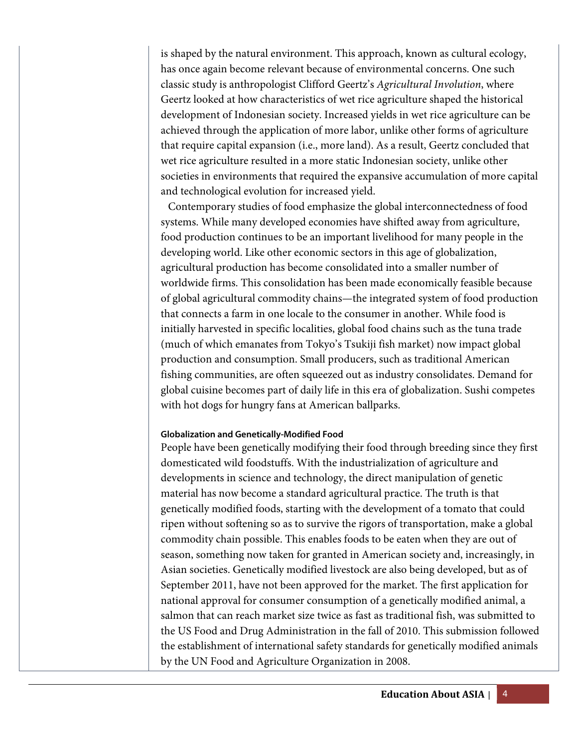is shaped by the natural environment. This approach, known as cultural ecology, has once again become relevant because of environmental concerns. One such classic study is anthropologist Clifford Geertz's *Agricultural Involution*, where Geertz looked at how characteristics of wet rice agriculture shaped the historical development of Indonesian society. Increased yields in wet rice agriculture can be achieved through the application of more labor, unlike other forms of agriculture that require capital expansion (i.e., more land). As a result, Geertz concluded that wet rice agriculture resulted in a more static Indonesian society, unlike other societies in environments that required the expansive accumulation of more capital and technological evolution for increased yield.

Contemporary studies of food emphasize the global interconnectedness of food systems. While many developed economies have shifted away from agriculture, food production continues to be an important livelihood for many people in the developing world. Like other economic sectors in this age of globalization, agricultural production has become consolidated into a smaller number of worldwide firms. This consolidation has been made economically feasible because of global agricultural commodity chains—the integrated system of food production that connects a farm in one locale to the consumer in another. While food is initially harvested in specific localities, global food chains such as the tuna trade (much of which emanates from Tokyo's Tsukiji fish market) now impact global production and consumption. Small producers, such as traditional American fishing communities, are often squeezed out as industry consolidates. Demand for global cuisine becomes part of daily life in this era of globalization. Sushi competes with hot dogs for hungry fans at American ballparks.

#### Globalization and Genetically-Modified Food

People have been genetically modifying their food through breeding since they first domesticated wild foodstuffs. With the industrialization of agriculture and developments in science and technology, the direct manipulation of genetic material has now become a standard agricultural practice. The truth is that genetically modified foods, starting with the development of a tomato that could ripen without softening so as to survive the rigors of transportation, make a global commodity chain possible. This enables foods to be eaten when they are out of season, something now taken for granted in American society and, increasingly, in Asian societies. Genetically modified livestock are also being developed, but as of September 2011, have not been approved for the market. The first application for national approval for consumer consumption of a genetically modified animal, a salmon that can reach market size twice as fast as traditional fish, was submitted to the US Food and Drug Administration in the fall of 2010. This submission followed the establishment of international safety standards for genetically modified animals by the UN Food and Agriculture Organization in 2008.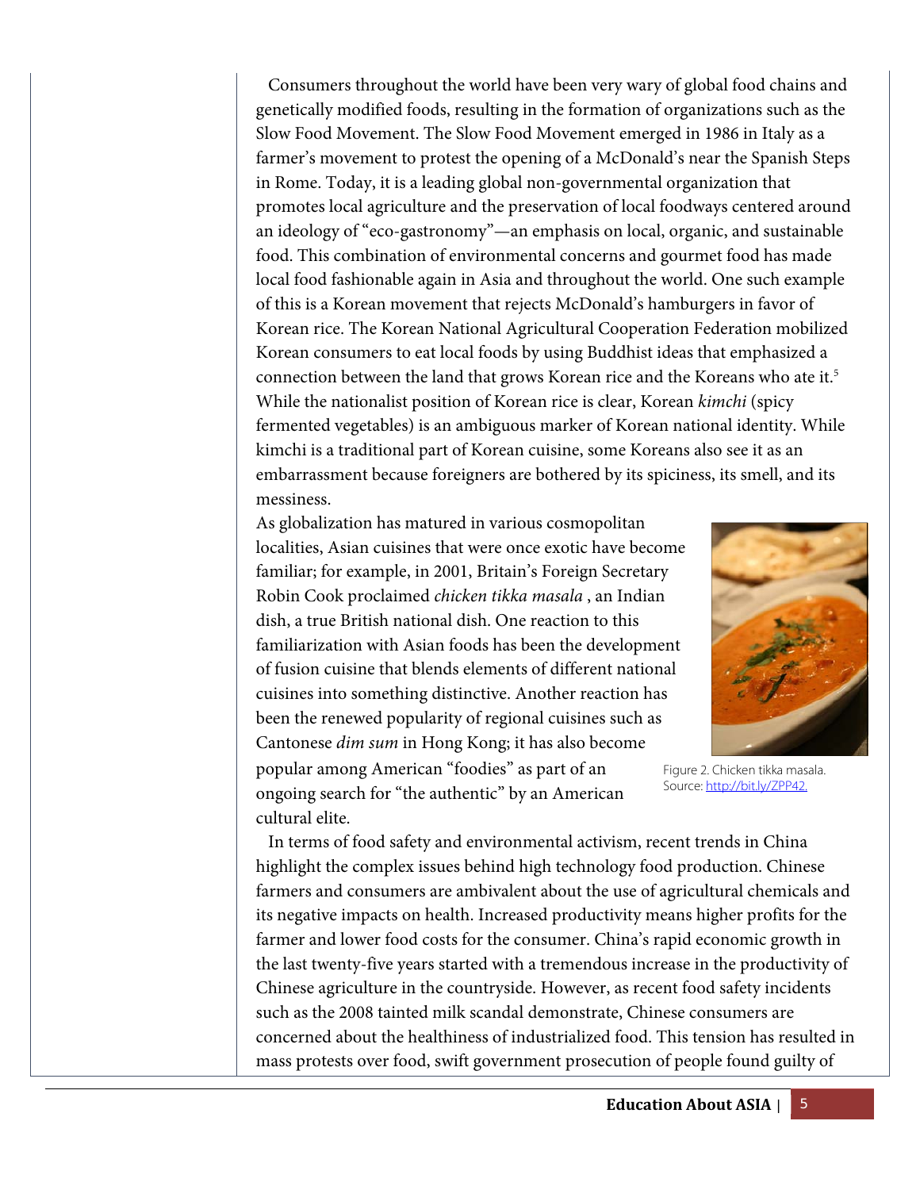Consumers throughout the world have been very wary of global food chains and genetically modified foods, resulting in the formation of organizations such as the Slow Food Movement. The Slow Food Movement emerged in 1986 in Italy as a farmer's movement to protest the opening of a McDonald's near the Spanish Steps in Rome. Today, it is a leading global non-governmental organization that promotes local agriculture and the preservation of local foodways centered around an ideology of "eco-gastronomy"—an emphasis on local, organic, and sustainable food. This combination of environmental concerns and gourmet food has made local food fashionable again in Asia and throughout the world. One such example of this is a Korean movement that rejects McDonald's hamburgers in favor of Korean rice. The Korean National Agricultural Cooperation Federation mobilized Korean consumers to eat local foods by using Buddhist ideas that emphasized a connection between the land that grows Korean rice and the Koreans who ate it.[5] While the nationalist position of Korean rice is clear, Korean *kimchi* (spicy fermented vegetables) is an ambiguous marker of Korean national identity. While kimchi is a traditional part of Korean cuisine, some Koreans also see it as an embarrassment because foreigners are bothered by its spiciness, its smell, and its messiness.

As globalization has matured in various cosmopolitan localities, Asian cuisines that were once exotic have become familiar; for example, in 2001, Britain's Foreign Secretary Robin Cook proclaimed *chicken tikka masala* , an Indian dish, a true British national dish. One reaction to this familiarization with Asian foods has been the development of fusion cuisine that blends elements of different national cuisines into something distinctive. Another reaction has been the renewed popularity of regional cuisines such as Cantonese *dim sum* in Hong Kong; it has also become popular among American "foodies" as part of an ongoing search for "the authentic" by an American cultural elite.

Figure 2. Chicken tikka masala. Source: http://bit.ly/ZPP42.

In terms of food safety and environmental activism, recent trends in China highlight the complex issues behind high technology food production. Chinese farmers and consumers are ambivalent about the use of agricultural chemicals and its negative impacts on health. Increased productivity means higher profits for the farmer and lower food costs for the consumer. China's rapid economic growth in the last twenty-five years started with a tremendous increase in the productivity of Chinese agriculture in the countryside. However, as recent food safety incidents such as the 2008 tainted milk scandal demonstrate, Chinese consumers are concerned about the healthiness of industrialized food. This tension has resulted in mass protests over food, swift government prosecution of people found guilty of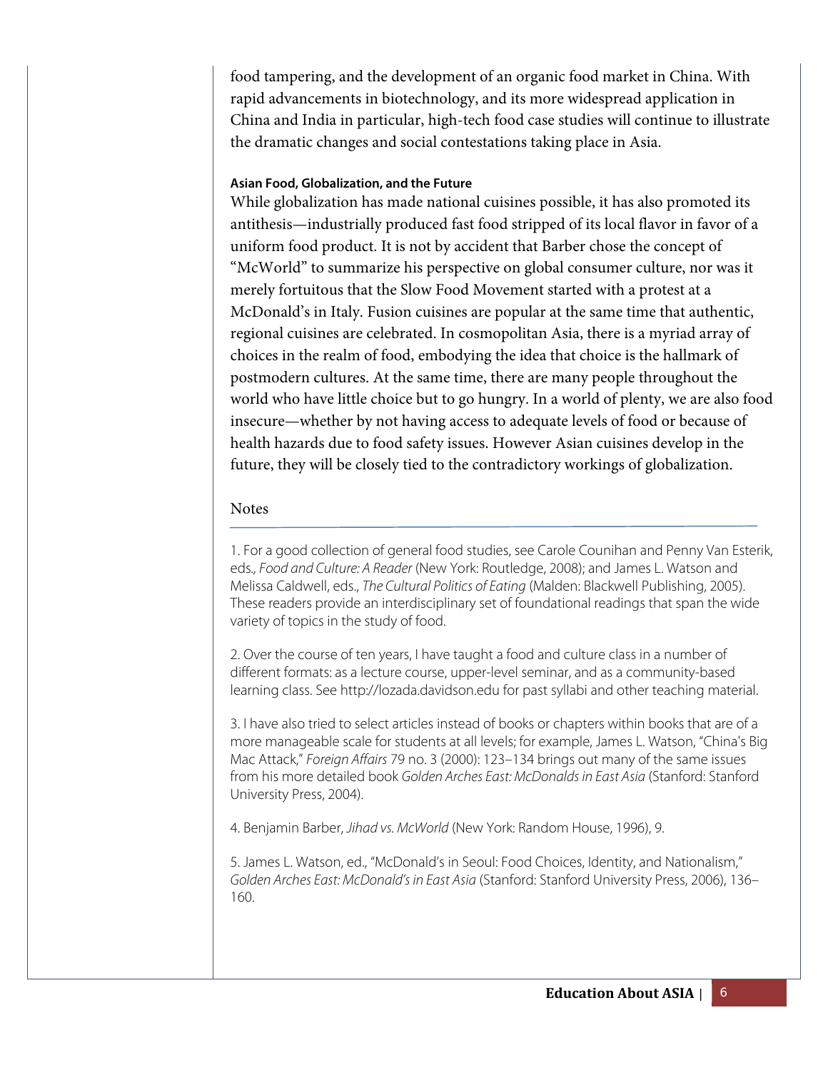food tampering, and the development of an organic food market in China. With rapid advancements in biotechnology, and its more widespread application in China and India in particular, high-tech food case studies will continue to illustrate the dramatic changes and social contestations taking place in Asia.

#### Asian Food, Globalization, and the Future

While globalization has made national cuisines possible, it has also promoted its antithesis—industrially produced fast food stripped of its local flavor in favor of a uniform food product. It is not by accident that Barber chose the concept of "McWorld" to summarize his perspective on global consumer culture, nor was it merely fortuitous that the Slow Food Movement started with a protest at a McDonald's in Italy. Fusion cuisines are popular at the same time that authentic, regional cuisines are celebrated. In cosmopolitan Asia, there is a myriad array of choices in the realm of food, embodying the idea that choice is the hallmark of postmodern cultures. At the same time, there are many people throughout the world who have little choice but to go hungry. In a world of plenty, we are also food insecure—whether by not having access to adequate levels of food or because of health hazards due to food safety issues. However Asian cuisines develop in the future, they will be closely tied to the contradictory workings of globalization.

## Notes

1. For a good collection of general food studies, see Carole Counihan and Penny Van Esterik, eds*., Food and Culture: A Reader* (New York: Routledge, 2008); and James L. Watson and Melissa Caldwell, eds., *The Cultural Politics of Eating* (Malden: Blackwell Publishing, 2005). These readers provide an interdisciplinary set of foundational readings that span the wide variety of topics in the study of food.

2. Over the course of ten years, I have taught a food and culture class in a number of different formats: as a lecture course, upper-level seminar, and as a community-based learning class. See http://lozada.davidson.edu for past syllabi and other teaching material.

3. I have also tried to select articles instead of books or chapters within books that are of a more manageable scale for students at all levels; for example, James L. Watson, "China's Big Mac Attack," *Foreign Affairs* 79 no. 3 (2000): 123–134 brings out many of the same issues from his more detailed book *Golden Arches East: McDonalds in East Asia* (Stanford: Stanford University Press, 2004).

4. Benjamin Barber, *Jihad vs. McWorld* (New York: Random House, 1996), 9.

5. James L. Watson, ed., "McDonald's in Seoul: Food Choices, Identity, and Nationalism," *Golden Arches East: McDonald's in East Asia* (Stanford: Stanford University Press, 2006), 136–160.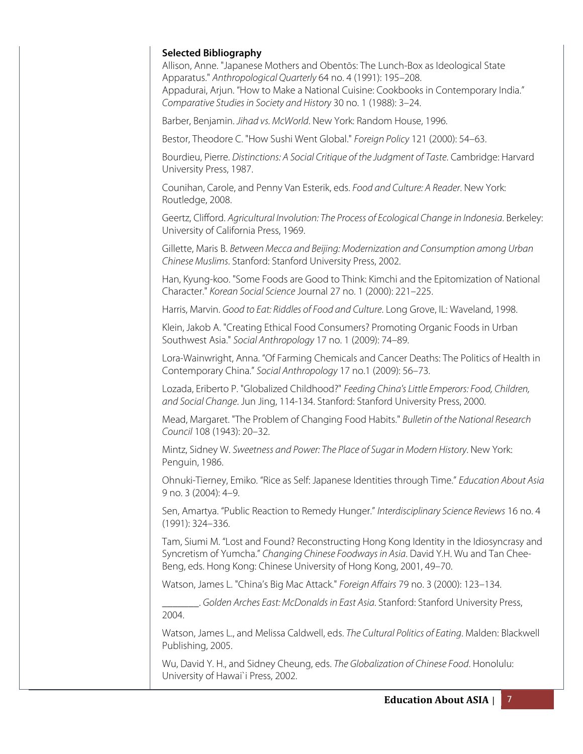### Selected Bibliography

Allison, Anne. "Japanese Mothers and Obentōs: The Lunch-Box as Ideological State Apparatus." *Anthropological Quarterly* 64 no. 4 (1991): 195–208.

Appadurai, Arjun. "How to Make a National Cuisine: Cookbooks in Contemporary India." *Comparative Studies in Society and History* 30 no. 1 (1988): 3–24.

Barber, Benjamin. *Jihad vs. McWorld*. New York: Random House, 1996.

Bestor, Theodore C. "How Sushi Went Global." *Foreign Policy* 121 (2000): 54–63.

Bourdieu, Pierre. *Distinctions: A Social Critique of the Judgment of Taste*. Cambridge: Harvard University Press, 1987.

Counihan, Carole, and Penny Van Esterik, eds. *Food and Culture: A Reader*. New York: Routledge, 2008.

Geertz, Clifford. *Agricultural Involution: The Process of Ecological Change in Indonesia*. Berkeley: University of California Press, 1969.

Gillette, Maris B. *Between Mecca and Beijing: Modernization and Consumption among Urban Chinese Muslims*. Stanford: Stanford University Press, 2002.

Han, Kyung-koo. "Some Foods are Good to Think: Kimchi and the Epitomization of National Character." *Korean Social Science* Journal 27 no. 1 (2000): 221–225.

Harris, Marvin. *Good to Eat: Riddles of Food and Culture*. Long Grove, IL: Waveland, 1998.

Klein, Jakob A. "Creating Ethical Food Consumers? Promoting Organic Foods in Urban Southwest Asia." *Social Anthropology* 17 no. 1 (2009): 74–89.

Lora-Wainwright, Anna. "Of Farming Chemicals and Cancer Deaths: The Politics of Health in Contemporary China." *Social Anthropology* 17 no.1 (2009): 56–73.

Lozada, Eriberto P. "Globalized Childhood?" *Feeding China's Little Emperors: Food, Children, and Social Change*. Jun Jing, 114-134. Stanford: Stanford University Press, 2000.

Mead, Margaret. "The Problem of Changing Food Habits." *Bulletin of the National Research Council* 108 (1943): 20–32.

Mintz, Sidney W. *Sweetness and Power: The Place of Sugar in Modern History*. New York: Penguin, 1986.

Ohnuki-Tierney, Emiko. "Rice as Self: Japanese Identities through Time." *Education About Asia* 9 no. 3 (2004): 4–9.

Sen, Amartya. "Public Reaction to Remedy Hunger." *Interdisciplinary Science Reviews* 16 no. 4 (1991): 324–336.

Tam, Siumi M. "Lost and Found? Reconstructing Hong Kong Identity in the Idiosyncrasy and Syncretism of Yumcha." *Changing Chinese Foodways in Asia*. David Y.H. Wu and Tan Chee-Beng, eds. Hong Kong: Chinese University of Hong Kong, 2001, 49–70.

Watson, James L. "China's Big Mac Attack." *Foreign Affairs* 79 no. 3 (2000): 123–134.

________. *Golden Arches East: McDonalds in East Asia*. Stanford: Stanford University Press, 2004.

Watson, James L., and Melissa Caldwell, eds. *The Cultural Politics of Eating*. Malden: Blackwell Publishing, 2005.

Wu, David Y. H., and Sidney Cheung, eds. *The Globalization of Chinese Food*. Honolulu: University of Hawai`i Press, 2002.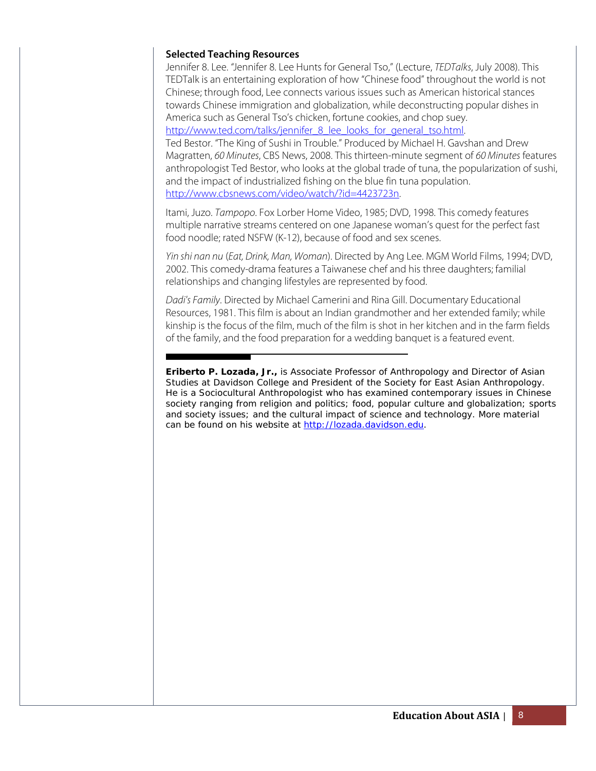### Selected Teaching Resources

Jennifer 8. Lee. "Jennifer 8. Lee Hunts for General Tso," (Lecture, *TEDTalks*, July 2008). This TEDTalk is an entertaining exploration of how "Chinese food" throughout the world is not Chinese; through food, Lee connects various issues such as American historical stances towards Chinese immigration and globalization, while deconstructing popular dishes in America such as General Tso's chicken, fortune cookies, and chop suey. http://www.ted.com/talks/jennifer_8_lee_looks_for_general_tso.html.

Ted Bestor. "The King of Sushi in Trouble." Produced by Michael H. Gavshan and Drew Magratten, *60 Minutes*, CBS News, 2008. This thirteen-minute segment of *60 Minutes* features anthropologist Ted Bestor, who looks at the global trade of tuna, the popularization of sushi, and the impact of industrialized fishing on the blue fin tuna population. http://www.cbsnews.com/video/watch/?id=4423723n.

Itami, Juzo. *Tampopo*. Fox Lorber Home Video, 1985; DVD, 1998. This comedy features multiple narrative streams centered on one Japanese woman's quest for the perfect fast food noodle; rated NSFW (K-12), because of food and sex scenes.

*Yin shi nan nu* (*Eat, Drink, Man, Woman*). Directed by Ang Lee. MGM World Films, 1994; DVD, 2002. This comedy-drama features a Taiwanese chef and his three daughters; familial relationships and changing lifestyles are represented by food.

*Dadi's Family*. Directed by Michael Camerini and Rina Gill. Documentary Educational Resources, 1981. This film is about an Indian grandmother and her extended family; while kinship is the focus of the film, much of the film is shot in her kitchen and in the farm fields of the family, and the food preparation for a wedding banquet is a featured event.

---

**Eriberto P. Lozada, Jr.,** is Associate Professor of Anthropology and Director of Asian Studies at Davidson College and President of the Society for East Asian Anthropology. He is a Sociocultural Anthropologist who has examined contemporary issues in Chinese society ranging from religion and politics; food, popular culture and globalization; sports and society issues; and the cultural impact of science and technology. More material can be found on his website at http://lozada.davidson.edu.